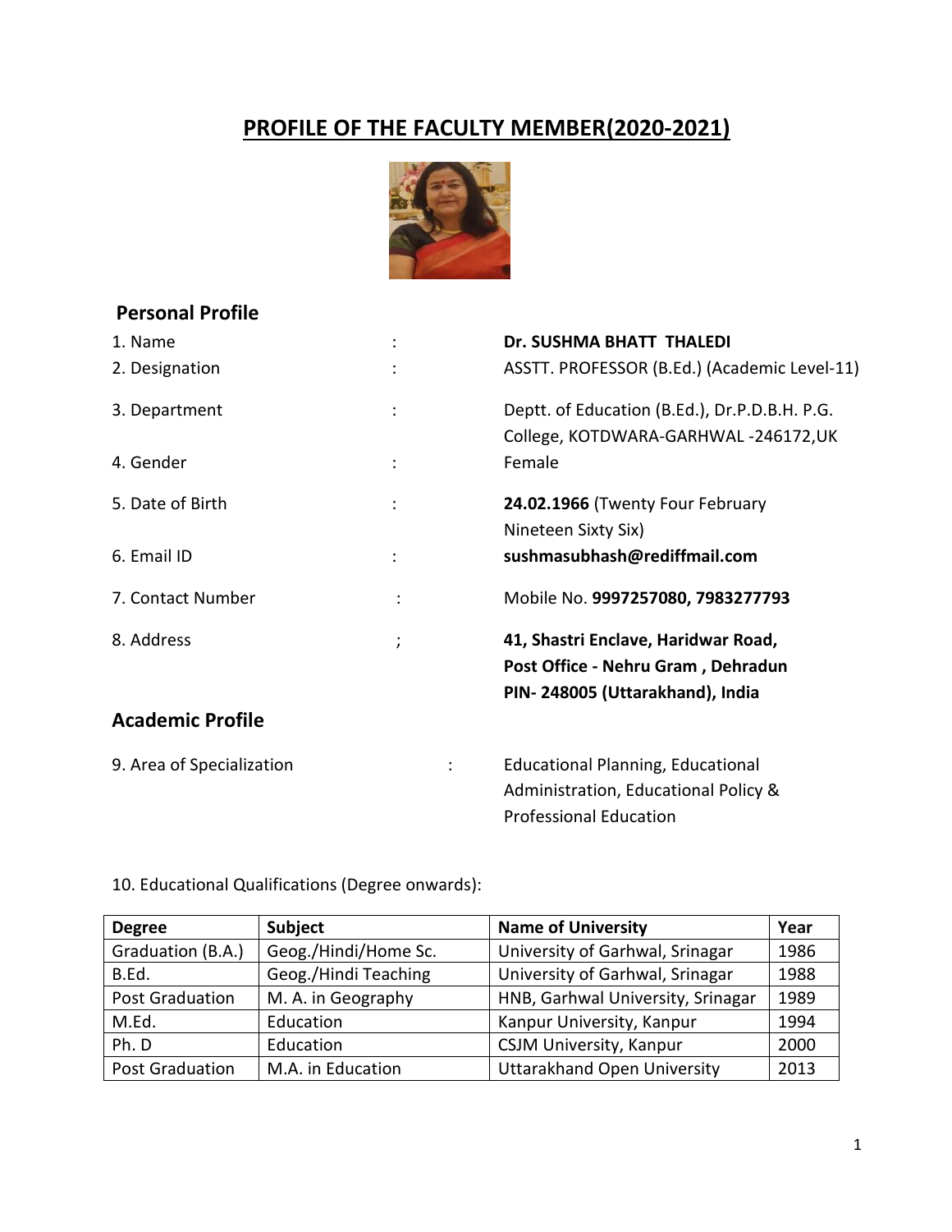# PROFILE OF THE FACULTY MEMBER(2020-2021)

## Personal Profile

1. Name : **Dr. SUSHMA BHATT THALEDI**
2. Designation : ASSTT. PROFESSOR (B.Ed.) (Academic Level-11)
3. Department : Deptt. of Education (B.Ed.), Dr.P.D.B.H. P.G. College, KOTDWARA-GARHWAL -246172,UK
4. Gender : Female
5. Date of Birth : **24.02.1966** (Twenty Four February Nineteen Sixty Six)
6. Email ID : **sushmasubhash@rediffmail.com**
7. Contact Number : Mobile No. **9997257080, 7983277793**
8. Address ; **41, Shastri Enclave, Haridwar Road, Post Office - Nehru Gram , Dehradun PIN- 248005 (Uttarakhand), India**

## Academic Profile

9. Area of Specialization : Educational Planning, Educational Administration, Educational Policy & Professional Education

10. Educational Qualifications (Degree onwards):

| Degree | Subject | Name of University | Year |
|---|---|---|---|
| Graduation (B.A.) | Geog./Hindi/Home Sc. | University of Garhwal, Srinagar | 1986 |
| B.Ed. | Geog./Hindi Teaching | University of Garhwal, Srinagar | 1988 |
| Post Graduation | M. A. in Geography | HNB, Garhwal University, Srinagar | 1989 |
| M.Ed. | Education | Kanpur University, Kanpur | 1994 |
| Ph. D | Education | CSJM University, Kanpur | 2000 |
| Post Graduation | M.A. in Education | Uttarakhand Open University | 2013 |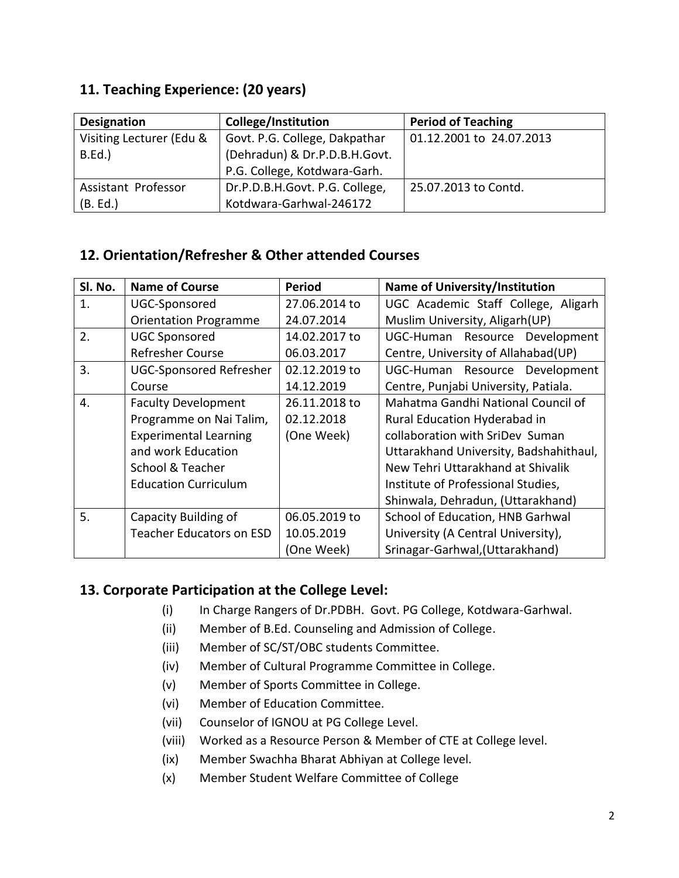## 11. Teaching Experience: (20 years)

| Designation | College/Institution | Period of Teaching |
|---|---|---|
| Visiting Lecturer (Edu & B.Ed.) | Govt. P.G. College, Dakpathar (Dehradun) & Dr.P.D.B.H.Govt. P.G. College, Kotdwara-Garh. | 01.12.2001 to 24.07.2013 |
| Assistant Professor (B. Ed.) | Dr.P.D.B.H.Govt. P.G. College, Kotdwara-Garhwal-246172 | 25.07.2013 to Contd. |

## 12. Orientation/Refresher & Other attended Courses

| Sl. No. | Name of Course | Period | Name of University/Institution |
|---|---|---|---|
| 1. | UGC-Sponsored Orientation Programme | 27.06.2014 to 24.07.2014 | UGC Academic Staff College, Aligarh Muslim University, Aligarh(UP) |
| 2. | UGC Sponsored Refresher Course | 14.02.2017 to 06.03.2017 | UGC-Human Resource Development Centre, University of Allahabad(UP) |
| 3. | UGC-Sponsored Refresher Course | 02.12.2019 to 14.12.2019 | UGC-Human Resource Development Centre, Punjabi University, Patiala. |
| 4. | Faculty Development Programme on Nai Talim, Experimental Learning and work Education School & Teacher Education Curriculum | 26.11.2018 to 02.12.2018 (One Week) | Mahatma Gandhi National Council of Rural Education Hyderabad in collaboration with SriDev Suman Uttarakhand University, Badshahithaul, New Tehri Uttarakhand at Shivalik Institute of Professional Studies, Shinwala, Dehradun, (Uttarakhand) |
| 5. | Capacity Building of Teacher Educators on ESD | 06.05.2019 to 10.05.2019 (One Week) | School of Education, HNB Garhwal University (A Central University), Srinagar-Garhwal,(Uttarakhand) |

## 13. Corporate Participation at the College Level:

(i) In Charge Rangers of Dr.PDBH. Govt. PG College, Kotdwara-Garhwal.

(ii) Member of B.Ed. Counseling and Admission of College.

(iii) Member of SC/ST/OBC students Committee.

(iv) Member of Cultural Programme Committee in College.

(v) Member of Sports Committee in College.

(vi) Member of Education Committee.

(vii) Counselor of IGNOU at PG College Level.

(viii) Worked as a Resource Person & Member of CTE at College level.

(ix) Member Swachha Bharat Abhiyan at College level.

(x) Member Student Welfare Committee of College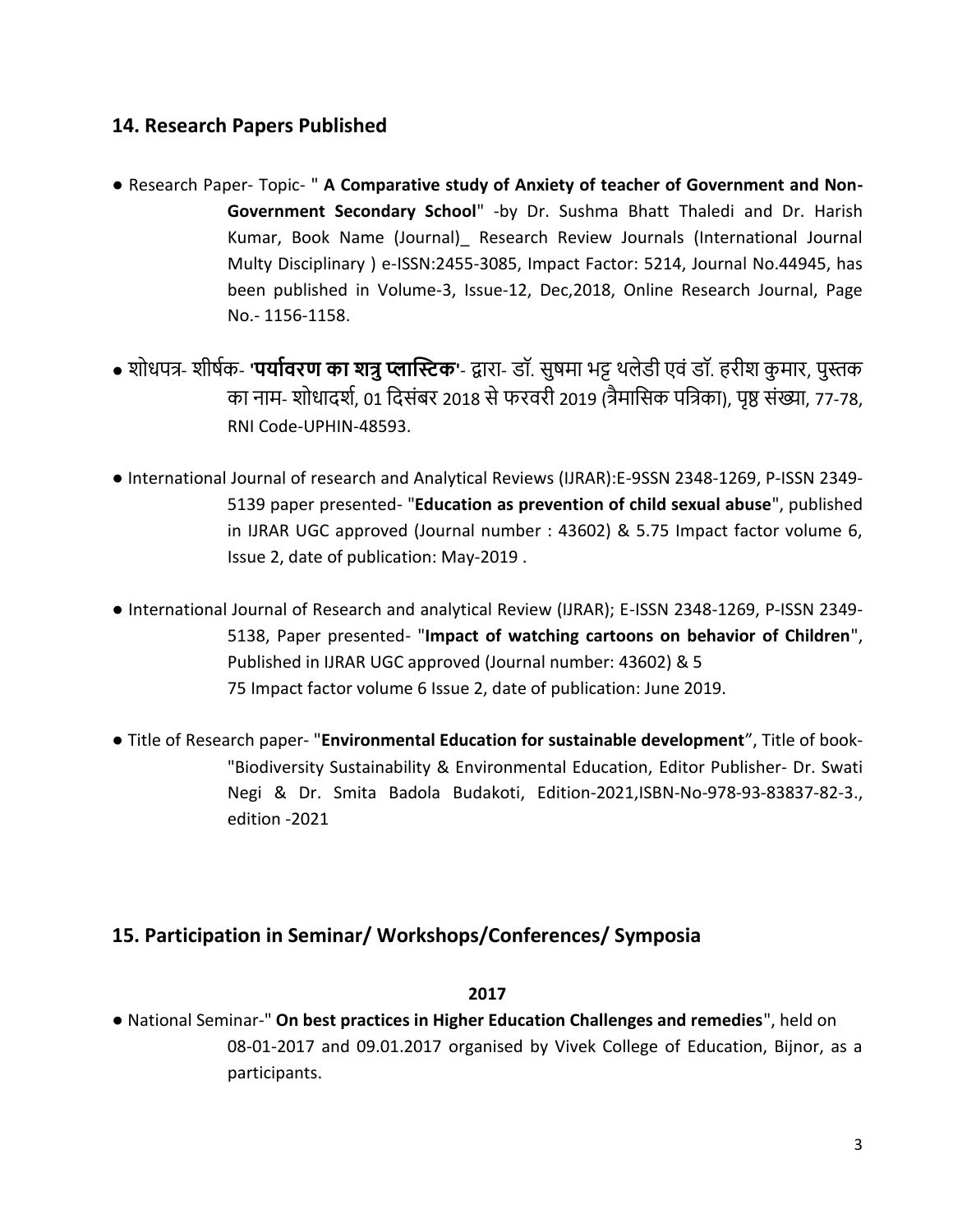## 14. Research Papers Published

- Research Paper- Topic- " **A Comparative study of Anxiety of teacher of Government and Non-Government Secondary School**" -by Dr. Sushma Bhatt Thaledi and Dr. Harish Kumar, Book Name (Journal)_ Research Review Journals (International Journal Multy Disciplinary ) e-ISSN:2455-3085, Impact Factor: 5214, Journal No.44945, has been published in Volume-3, Issue-12, Dec,2018, Online Research Journal, Page No.- 1156-1158.

- शोधपत्र- शीर्षक- '**पर्यावरण का शत्रु प्लास्टिक**'- द्वारा- डॉ. सुषमा भट्ट थलेडी एवं डॉ. हरीश कुमार, पुस्तक का नाम- शोधादर्श, 01 दिसंबर 2018 से फरवरी 2019 (त्रैमासिक पत्रिका), पृष्ठ संख्या, 77-78, RNI Code-UPHIN-48593.

- International Journal of research and Analytical Reviews (IJRAR):E-9SSN 2348-1269, P-ISSN 2349-5139 paper presented- "**Education as prevention of child sexual abuse**", published in IJRAR UGC approved (Journal number : 43602) & 5.75 Impact factor volume 6, Issue 2, date of publication: May-2019 .

- International Journal of Research and analytical Review (IJRAR); E-ISSN 2348-1269, P-ISSN 2349-5138, Paper presented- "**Impact of watching cartoons on behavior of Children**", Published in IJRAR UGC approved (Journal number: 43602) & 5
75 Impact factor volume 6 Issue 2, date of publication: June 2019.

- Title of Research paper- "**Environmental Education for sustainable development**", Title of book- "Biodiversity Sustainability & Environmental Education, Editor Publisher- Dr. Swati Negi & Dr. Smita Badola Budakoti, Edition-2021,ISBN-No-978-93-83837-82-3., edition -2021

## 15. Participation in Seminar/ Workshops/Conferences/ Symposia

**2017**

- National Seminar-" **On best practices in Higher Education Challenges and remedies**", held on 08-01-2017 and 09.01.2017 organised by Vivek College of Education, Bijnor, as a participants.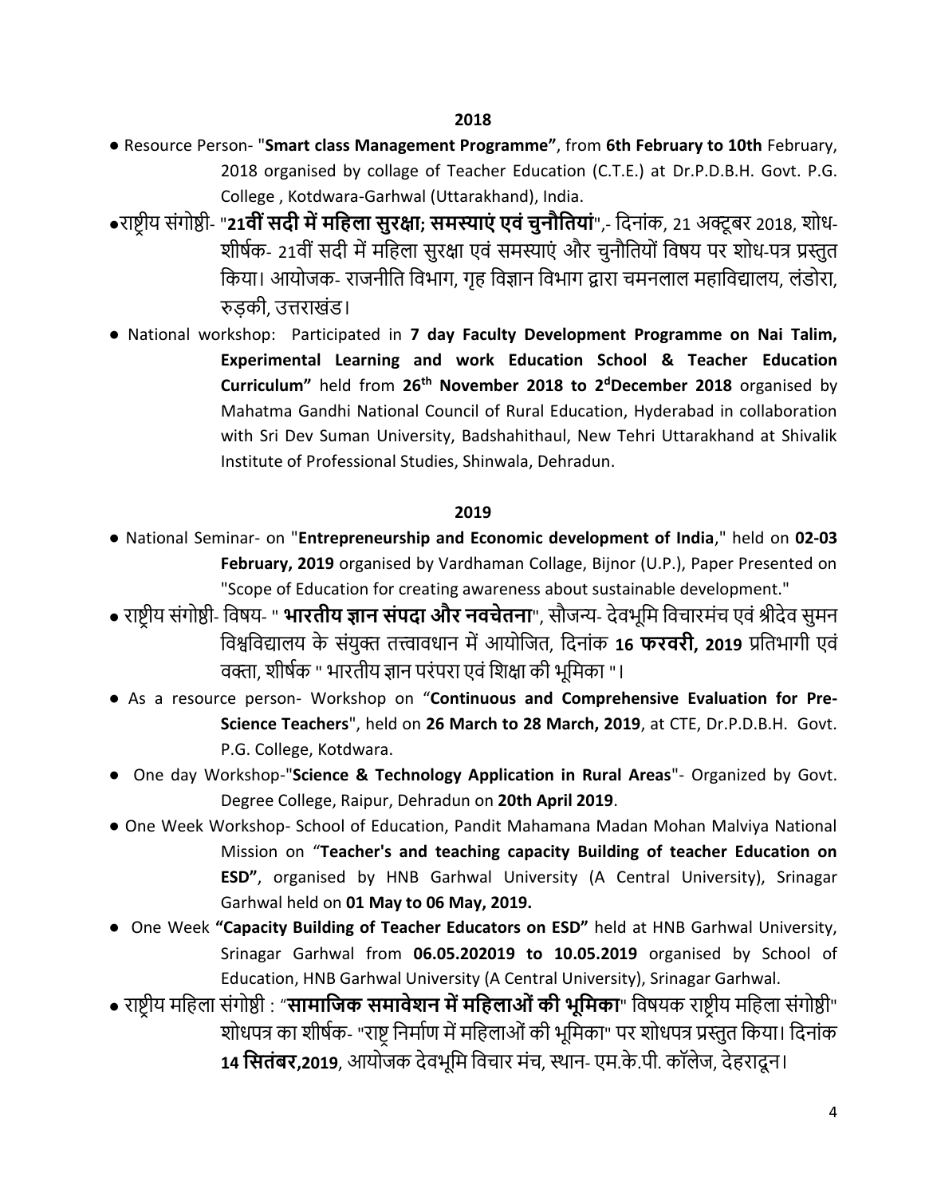**2018**

- Resource Person- "**Smart class Management Programme"**, from **6th February to 10th** February, 2018 organised by collage of Teacher Education (C.T.E.) at Dr.P.D.B.H. Govt. P.G. College , Kotdwara-Garhwal (Uttarakhand), India.
- राष्ट्रीय संगोष्ठी- "**21वीं सदी में महिला सुरक्षा; समस्याएं एवं चुनौतियां**",- दिनांक, 21 अक्टूबर 2018, शोध-शीर्षक- 21वीं सदी में महिला सुरक्षा एवं समस्याएं और चुनौतियों विषय पर शोध-पत्र प्रस्तुत किया। आयोजक- राजनीति विभाग, गृह विज्ञान विभाग द्वारा चमनलाल महाविद्यालय, लंडोरा, रुड़की, उत्तराखंड।
- National workshop: Participated in **7 day Faculty Development Programme on Nai Talim, Experimental Learning and work Education School & Teacher Education Curriculum"** held from **26th November 2018 to 2dDecember 2018** organised by Mahatma Gandhi National Council of Rural Education, Hyderabad in collaboration with Sri Dev Suman University, Badshahithaul, New Tehri Uttarakhand at Shivalik Institute of Professional Studies, Shinwala, Dehradun.

**2019**

- National Seminar- on "**Entrepreneurship and Economic development of India**," held on **02-03 February, 2019** organised by Vardhaman Collage, Bijnor (U.P.), Paper Presented on "Scope of Education for creating awareness about sustainable development."
- राष्ट्रीय संगोष्ठी- विषय- " **भारतीय ज्ञान संपदा और नवचेतना**", सौजन्य- देवभूमि विचारमंच एवं श्रीदेव सुमन विश्वविद्यालय के संयुक्त तत्त्वावधान में आयोजित, दिनांक **16 फरवरी, 2019** प्रतिभागी एवं वक्ता, शीर्षक " भारतीय ज्ञान परंपरा एवं शिक्षा की भूमिका "।
- As a resource person- Workshop on "**Continuous and Comprehensive Evaluation for Pre-Science Teachers**", held on **26 March to 28 March, 2019**, at CTE, Dr.P.D.B.H. Govt. P.G. College, Kotdwara.
- One day Workshop-"**Science & Technology Application in Rural Areas**"- Organized by Govt. Degree College, Raipur, Dehradun on **20th April 2019**.
- One Week Workshop- School of Education, Pandit Mahamana Madan Mohan Malviya National Mission on "**Teacher's and teaching capacity Building of teacher Education on ESD"**, organised by HNB Garhwal University (A Central University), Srinagar Garhwal held on **01 May to 06 May, 2019.**
- One Week **"Capacity Building of Teacher Educators on ESD"** held at HNB Garhwal University, Srinagar Garhwal from **06.05.202019 to 10.05.2019** organised by School of Education, HNB Garhwal University (A Central University), Srinagar Garhwal.
- राष्ट्रीय महिला संगोष्ठी : "**सामाजिक समावेशन में महिलाओं की भूमिका**" विषयक राष्ट्रीय महिला संगोष्ठी" शोधपत्र का शीर्षक- "राष्ट्र निर्माण में महिलाओं की भूमिका" पर शोधपत्र प्रस्तुत किया। दिनांक **14 सितंबर,2019**, आयोजक देवभूमि विचार मंच, स्थान- एम.के.पी. कॉलेज, देहरादून।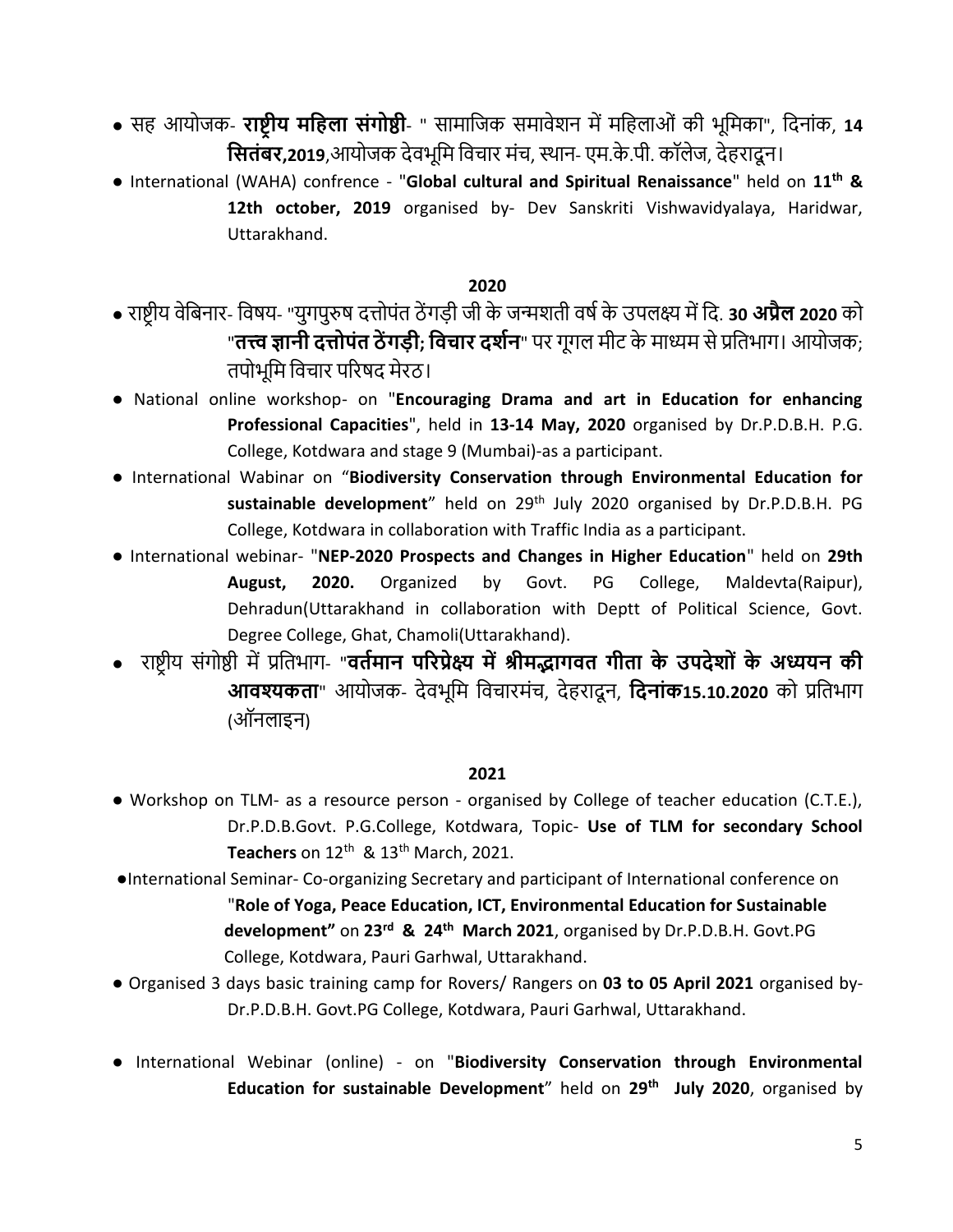- सह आयोजक- **राष्ट्रीय महिला संगोष्ठी**- " सामाजिक समावेशन में महिलाओं की भूमिका", दिनांक, **14 सितंबर,2019**,आयोजक देवभूमि विचार मंच, स्थान- एम.के.पी. कॉलेज, देहरादून।
- International (WAHA) confrence - "**Global cultural and Spiritual Renaissance**" held on **11th & 12th october, 2019** organised by- Dev Sanskriti Vishwavidyalaya, Haridwar, Uttarakhand.

**2020**

- राष्ट्रीय वेबिनार- विषय- "युगपुरुष दत्तोपंत ठेंगड़ी जी के जन्मशती वर्ष के उपलक्ष्य में दि. **30 अप्रैल 2020** को "**तत्त्व ज्ञानी दत्तोपंत ठेंगड़ी; विचार दर्शन**" पर गूगल मीट के माध्यम से प्रतिभाग। आयोजक; तपोभूमि विचार परिषद मेरठ।
- National online workshop- on "**Encouraging Drama and art in Education for enhancing Professional Capacities**", held in **13-14 May, 2020** organised by Dr.P.D.B.H. P.G. College, Kotdwara and stage 9 (Mumbai)-as a participant.
- International Wabinar on "**Biodiversity Conservation through Environmental Education for sustainable development**" held on 29th July 2020 organised by Dr.P.D.B.H. PG College, Kotdwara in collaboration with Traffic India as a participant.
- International webinar- "**NEP-2020 Prospects and Changes in Higher Education**" held on **29th August, 2020.** Organized by Govt. PG College, Maldevta(Raipur), Dehradun(Uttarakhand in collaboration with Deptt of Political Science, Govt. Degree College, Ghat, Chamoli(Uttarakhand).
- राष्ट्रीय संगोष्ठी में प्रतिभाग- "**वर्तमान परिप्रेक्ष्य में श्रीमद्भागवत गीता के उपदेशों के अध्ययन की आवश्यकता**" आयोजक- देवभूमि विचारमंच, देहरादून, **दिनांक15.10.2020** को प्रतिभाग (ऑनलाइन)

**2021**

- Workshop on TLM- as a resource person - organised by College of teacher education (C.T.E.), Dr.P.D.B.Govt. P.G.College, Kotdwara, Topic- **Use of TLM for secondary School Teachers** on 12th & 13th March, 2021.
- International Seminar- Co-organizing Secretary and participant of International conference on "**Role of Yoga, Peace Education, ICT, Environmental Education for Sustainable development"** on **23rd & 24th March 2021**, organised by Dr.P.D.B.H. Govt.PG College, Kotdwara, Pauri Garhwal, Uttarakhand.
- Organised 3 days basic training camp for Rovers/ Rangers on **03 to 05 April 2021** organised by- Dr.P.D.B.H. Govt.PG College, Kotdwara, Pauri Garhwal, Uttarakhand.
- International Webinar (online) - on "**Biodiversity Conservation through Environmental Education for sustainable Development**" held on **29th July 2020**, organised by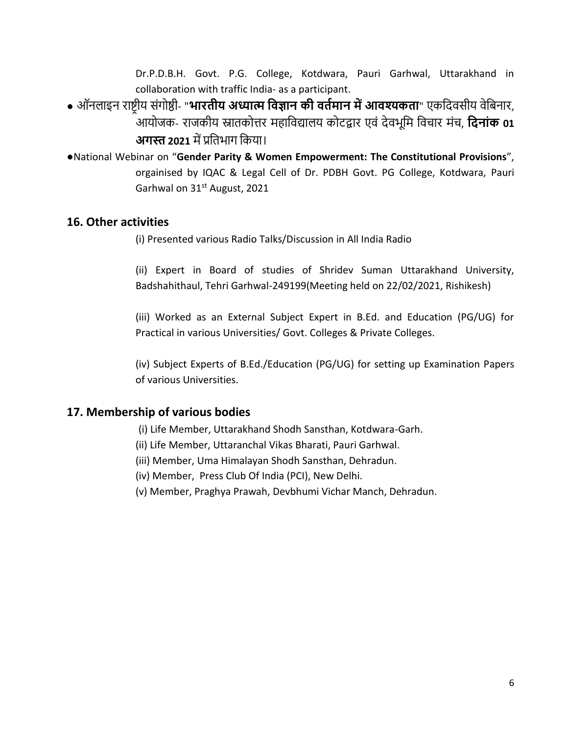Dr.P.D.B.H. Govt. P.G. College, Kotdwara, Pauri Garhwal, Uttarakhand in collaboration with traffic India- as a participant.

- ऑनलाइन राष्ट्रीय संगोष्ठी- "**भारतीय अध्यात्म विज्ञान की वर्तमान में आवश्यकता**" एकदिवसीय वेबिनार, आयोजक- राजकीय स्नातकोत्तर महाविद्यालय कोटद्वार एवं देवभूमि विचार मंच, **दिनांक 01 अगस्त 2021** में प्रतिभाग किया।
- National Webinar on "**Gender Parity & Women Empowerment: The Constitutional Provisions**", orgainised by IQAC & Legal Cell of Dr. PDBH Govt. PG College, Kotdwara, Pauri Garhwal on 31st August, 2021

## 16. Other activities

(i) Presented various Radio Talks/Discussion in All India Radio

(ii) Expert in Board of studies of Shridev Suman Uttarakhand University, Badshahithaul, Tehri Garhwal-249199(Meeting held on 22/02/2021, Rishikesh)

(iii) Worked as an External Subject Expert in B.Ed. and Education (PG/UG) for Practical in various Universities/ Govt. Colleges & Private Colleges.

(iv) Subject Experts of B.Ed./Education (PG/UG) for setting up Examination Papers of various Universities.

## 17. Membership of various bodies

(i) Life Member, Uttarakhand Shodh Sansthan, Kotdwara-Garh.

(ii) Life Member, Uttaranchal Vikas Bharati, Pauri Garhwal.

(iii) Member, Uma Himalayan Shodh Sansthan, Dehradun.

(iv) Member, Press Club Of India (PCI), New Delhi.

(v) Member, Praghya Prawah, Devbhumi Vichar Manch, Dehradun.